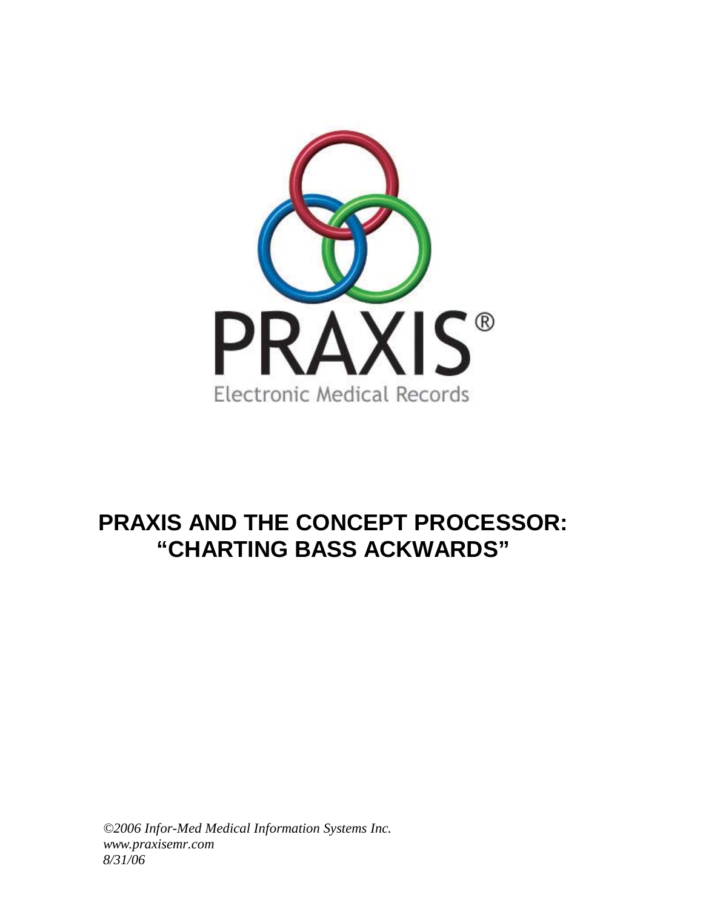PRAXIS®

Electronic Medical Records

# PRAXIS AND THE CONCEPT PROCESSOR: "CHARTING BASS ACKWARDS"

*©2006 Infor-Med Medical Information Systems Inc.*
*www.praxisemr.com*
*8/31/06*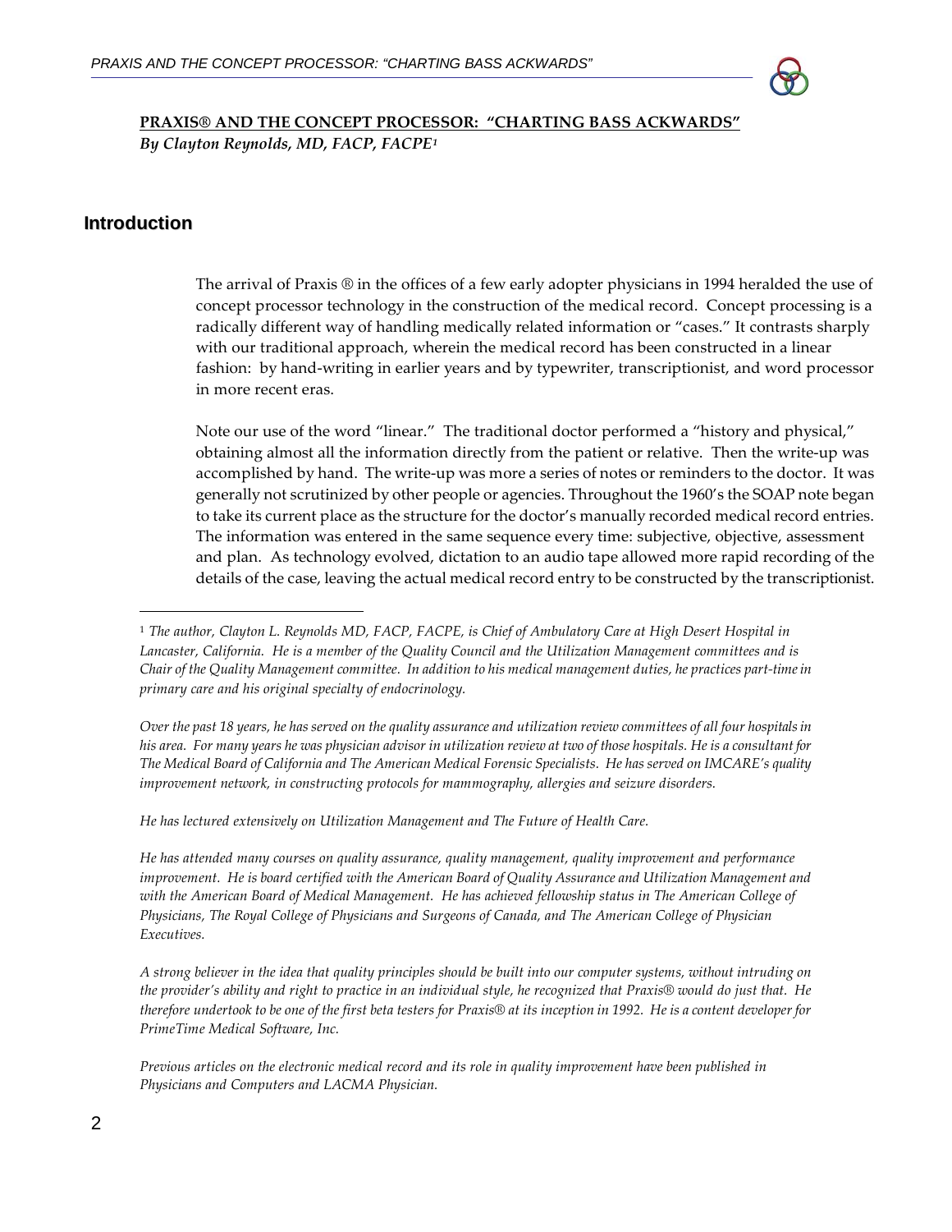**PRAXIS® AND THE CONCEPT PROCESSOR: "CHARTING BASS ACKWARDS"**
*By Clayton Reynolds, MD, FACP, FACPE*[1]

## Introduction

The arrival of Praxis ® in the offices of a few early adopter physicians in 1994 heralded the use of concept processor technology in the construction of the medical record. Concept processing is a radically different way of handling medically related information or "cases." It contrasts sharply with our traditional approach, wherein the medical record has been constructed in a linear fashion: by hand-writing in earlier years and by typewriter, transcriptionist, and word processor in more recent eras.

Note our use of the word "linear." The traditional doctor performed a "history and physical," obtaining almost all the information directly from the patient or relative. Then the write-up was accomplished by hand. The write-up was more a series of notes or reminders to the doctor. It was generally not scrutinized by other people or agencies. Throughout the 1960's the SOAP note began to take its current place as the structure for the doctor's manually recorded medical record entries. The information was entered in the same sequence every time: subjective, objective, assessment and plan. As technology evolved, dictation to an audio tape allowed more rapid recording of the details of the case, leaving the actual medical record entry to be constructed by the transcriptionist.

---

[1] *The author, Clayton L. Reynolds MD, FACP, FACPE, is Chief of Ambulatory Care at High Desert Hospital in Lancaster, California. He is a member of the Quality Council and the Utilization Management committees and is Chair of the Quality Management committee. In addition to his medical management duties, he practices part-time in primary care and his original specialty of endocrinology.*

*Over the past 18 years, he has served on the quality assurance and utilization review committees of all four hospitals in his area. For many years he was physician advisor in utilization review at two of those hospitals. He is a consultant for The Medical Board of California and The American Medical Forensic Specialists. He has served on IMCARE's quality improvement network, in constructing protocols for mammography, allergies and seizure disorders.*

*He has lectured extensively on Utilization Management and The Future of Health Care.*

*He has attended many courses on quality assurance, quality management, quality improvement and performance improvement. He is board certified with the American Board of Quality Assurance and Utilization Management and with the American Board of Medical Management. He has achieved fellowship status in The American College of Physicians, The Royal College of Physicians and Surgeons of Canada, and The American College of Physician Executives.*

*A strong believer in the idea that quality principles should be built into our computer systems, without intruding on the provider's ability and right to practice in an individual style, he recognized that Praxis® would do just that. He therefore undertook to be one of the first beta testers for Praxis® at its inception in 1992. He is a content developer for PrimeTime Medical Software, Inc.*

*Previous articles on the electronic medical record and its role in quality improvement have been published in Physicians and Computers and LACMA Physician.*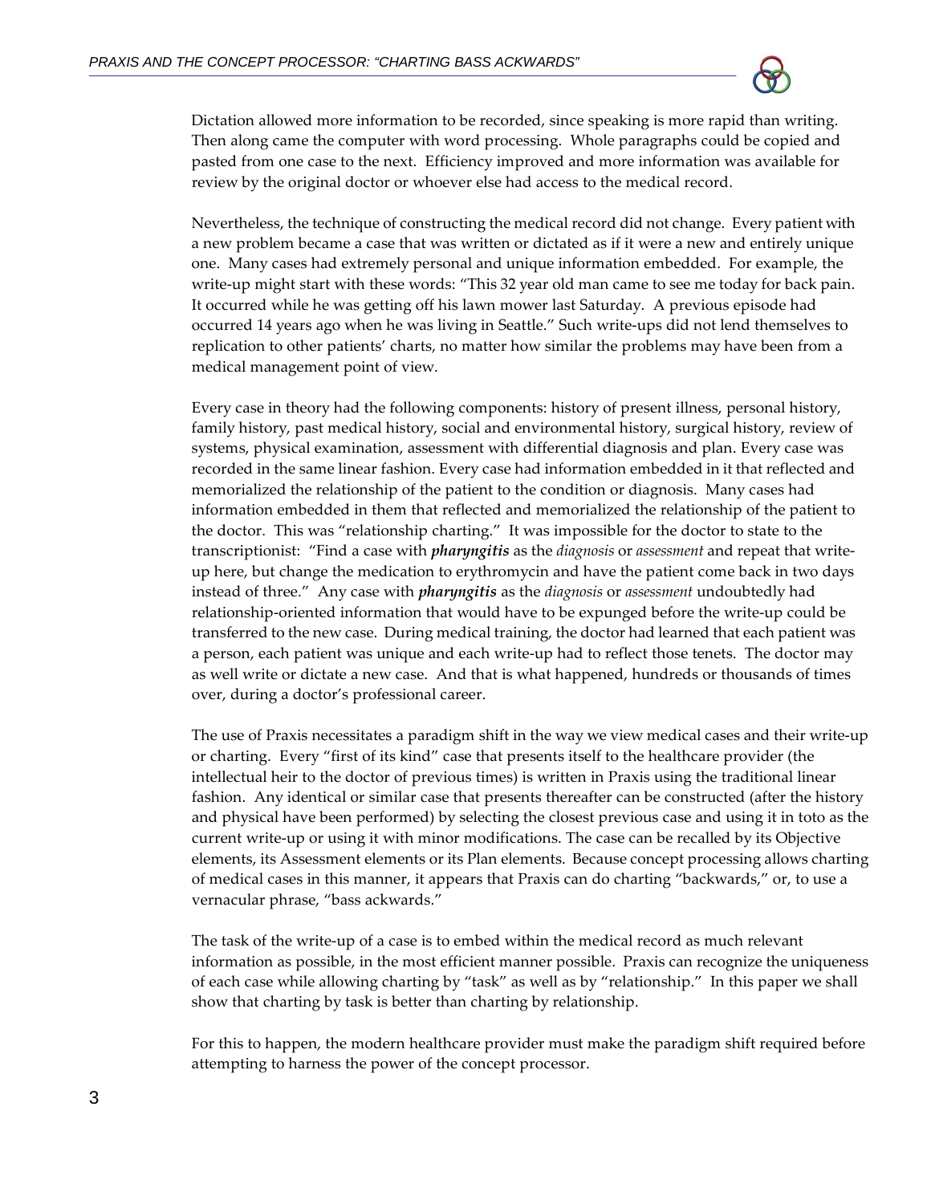Dictation allowed more information to be recorded, since speaking is more rapid than writing. Then along came the computer with word processing. Whole paragraphs could be copied and pasted from one case to the next. Efficiency improved and more information was available for review by the original doctor or whoever else had access to the medical record.

Nevertheless, the technique of constructing the medical record did not change. Every patient with a new problem became a case that was written or dictated as if it were a new and entirely unique one. Many cases had extremely personal and unique information embedded. For example, the write-up might start with these words: "This 32 year old man came to see me today for back pain. It occurred while he was getting off his lawn mower last Saturday. A previous episode had occurred 14 years ago when he was living in Seattle." Such write-ups did not lend themselves to replication to other patients' charts, no matter how similar the problems may have been from a medical management point of view.

Every case in theory had the following components: history of present illness, personal history, family history, past medical history, social and environmental history, surgical history, review of systems, physical examination, assessment with differential diagnosis and plan. Every case was recorded in the same linear fashion. Every case had information embedded in it that reflected and memorialized the relationship of the patient to the condition or diagnosis. Many cases had information embedded in them that reflected and memorialized the relationship of the patient to the doctor. This was "relationship charting." It was impossible for the doctor to state to the transcriptionist: "Find a case with ***pharyngitis*** as the *diagnosis* or *assessment* and repeat that write-up here, but change the medication to erythromycin and have the patient come back in two days instead of three." Any case with ***pharyngitis*** as the *diagnosis* or *assessment* undoubtedly had relationship-oriented information that would have to be expunged before the write-up could be transferred to the new case. During medical training, the doctor had learned that each patient was a person, each patient was unique and each write-up had to reflect those tenets. The doctor may as well write or dictate a new case. And that is what happened, hundreds or thousands of times over, during a doctor's professional career.

The use of Praxis necessitates a paradigm shift in the way we view medical cases and their write-up or charting. Every "first of its kind" case that presents itself to the healthcare provider (the intellectual heir to the doctor of previous times) is written in Praxis using the traditional linear fashion. Any identical or similar case that presents thereafter can be constructed (after the history and physical have been performed) by selecting the closest previous case and using it in toto as the current write-up or using it with minor modifications. The case can be recalled by its Objective elements, its Assessment elements or its Plan elements. Because concept processing allows charting of medical cases in this manner, it appears that Praxis can do charting "backwards," or, to use a vernacular phrase, "bass ackwards."

The task of the write-up of a case is to embed within the medical record as much relevant information as possible, in the most efficient manner possible. Praxis can recognize the uniqueness of each case while allowing charting by "task" as well as by "relationship." In this paper we shall show that charting by task is better than charting by relationship.

For this to happen, the modern healthcare provider must make the paradigm shift required before attempting to harness the power of the concept processor.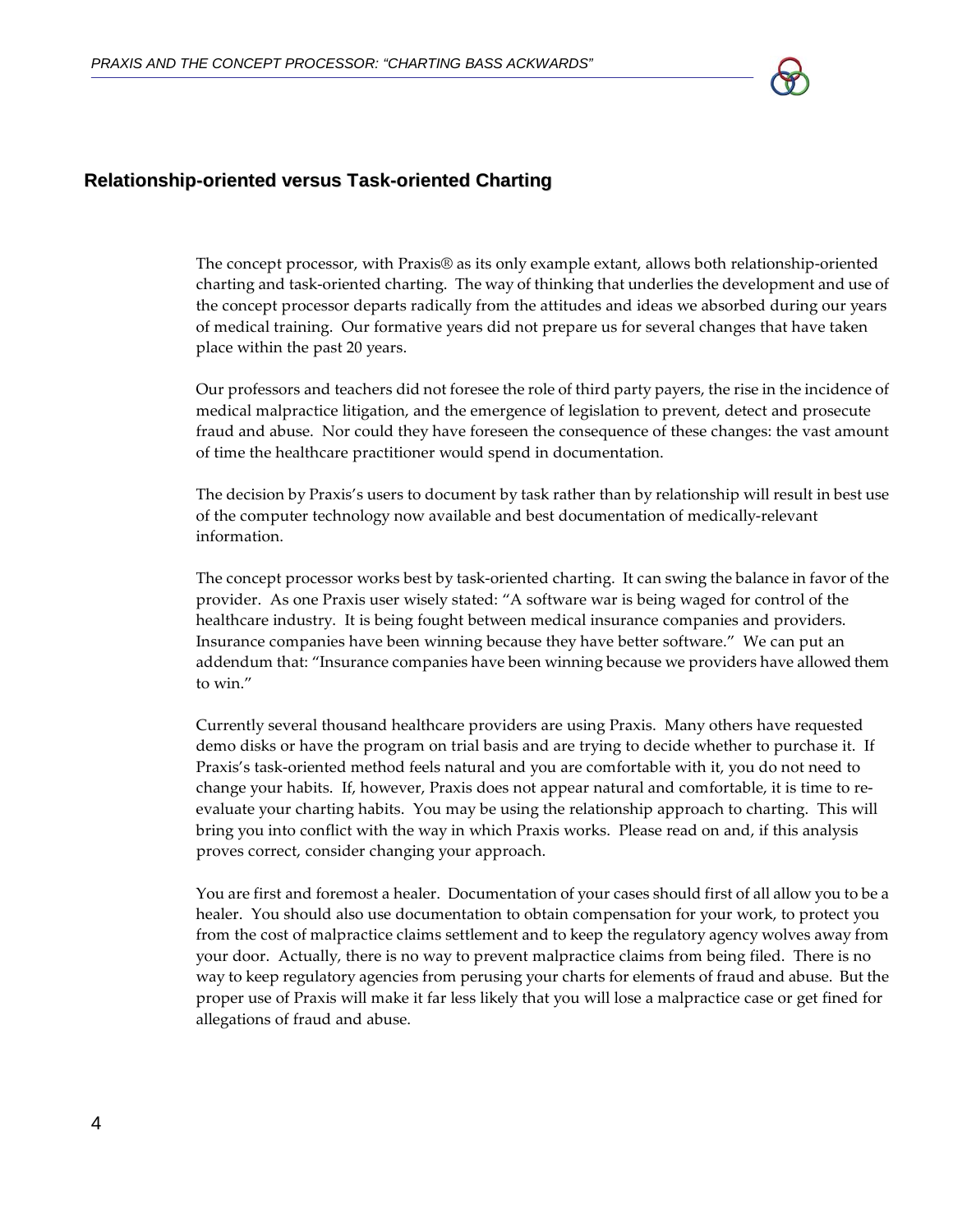## Relationship-oriented versus Task-oriented Charting

The concept processor, with Praxis® as its only example extant, allows both relationship-oriented charting and task-oriented charting. The way of thinking that underlies the development and use of the concept processor departs radically from the attitudes and ideas we absorbed during our years of medical training. Our formative years did not prepare us for several changes that have taken place within the past 20 years.

Our professors and teachers did not foresee the role of third party payers, the rise in the incidence of medical malpractice litigation, and the emergence of legislation to prevent, detect and prosecute fraud and abuse. Nor could they have foreseen the consequence of these changes: the vast amount of time the healthcare practitioner would spend in documentation.

The decision by Praxis's users to document by task rather than by relationship will result in best use of the computer technology now available and best documentation of medically-relevant information.

The concept processor works best by task-oriented charting. It can swing the balance in favor of the provider. As one Praxis user wisely stated: "A software war is being waged for control of the healthcare industry. It is being fought between medical insurance companies and providers. Insurance companies have been winning because they have better software." We can put an addendum that: "Insurance companies have been winning because we providers have allowed them to win."

Currently several thousand healthcare providers are using Praxis. Many others have requested demo disks or have the program on trial basis and are trying to decide whether to purchase it. If Praxis's task-oriented method feels natural and you are comfortable with it, you do not need to change your habits. If, however, Praxis does not appear natural and comfortable, it is time to re-evaluate your charting habits. You may be using the relationship approach to charting. This will bring you into conflict with the way in which Praxis works. Please read on and, if this analysis proves correct, consider changing your approach.

You are first and foremost a healer. Documentation of your cases should first of all allow you to be a healer. You should also use documentation to obtain compensation for your work, to protect you from the cost of malpractice claims settlement and to keep the regulatory agency wolves away from your door. Actually, there is no way to prevent malpractice claims from being filed. There is no way to keep regulatory agencies from perusing your charts for elements of fraud and abuse. But the proper use of Praxis will make it far less likely that you will lose a malpractice case or get fined for allegations of fraud and abuse.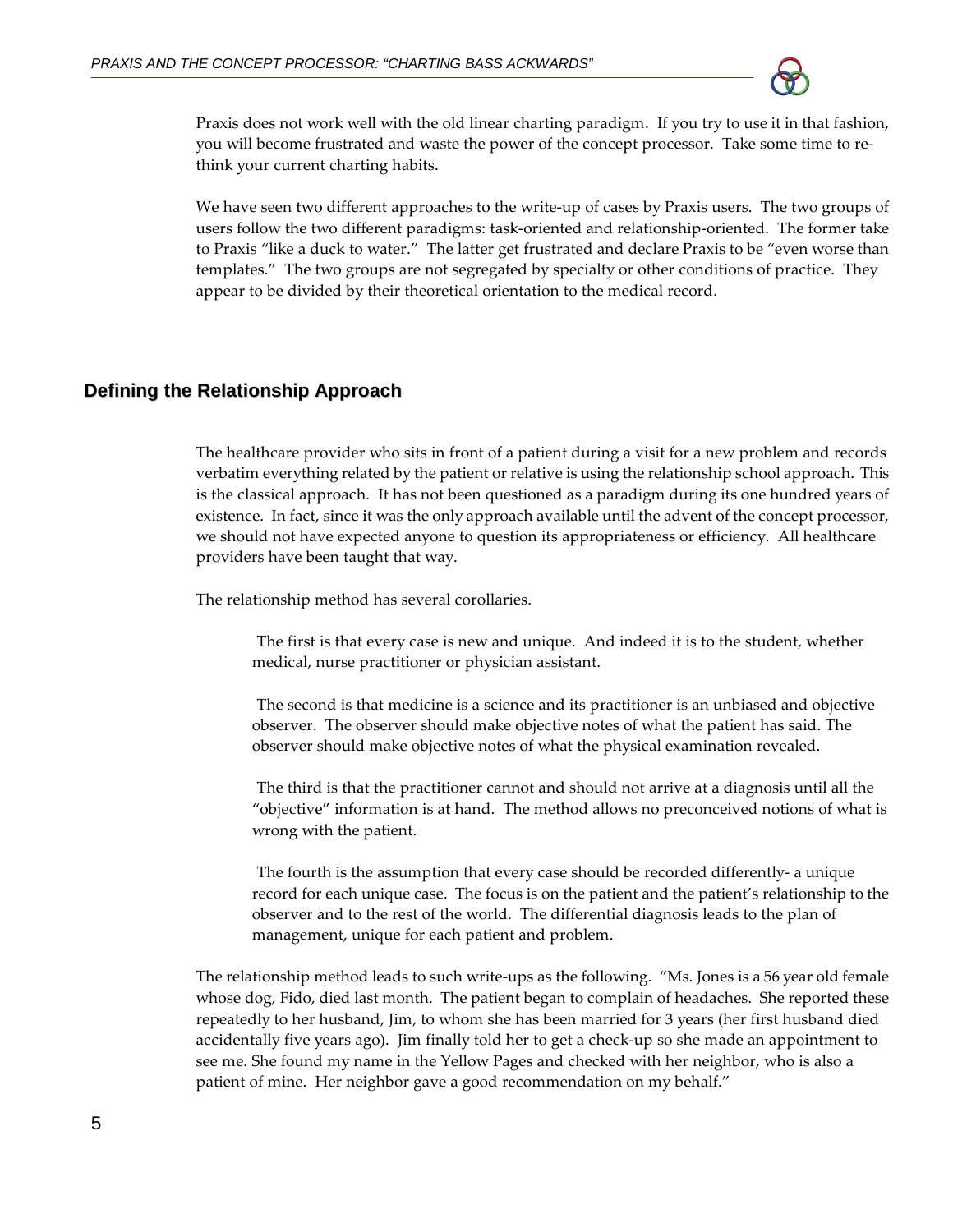Praxis does not work well with the old linear charting paradigm. If you try to use it in that fashion, you will become frustrated and waste the power of the concept processor. Take some time to re-think your current charting habits.

We have seen two different approaches to the write-up of cases by Praxis users. The two groups of users follow the two different paradigms: task-oriented and relationship-oriented. The former take to Praxis "like a duck to water." The latter get frustrated and declare Praxis to be "even worse than templates." The two groups are not segregated by specialty or other conditions of practice. They appear to be divided by their theoretical orientation to the medical record.

## Defining the Relationship Approach

The healthcare provider who sits in front of a patient during a visit for a new problem and records verbatim everything related by the patient or relative is using the relationship school approach. This is the classical approach. It has not been questioned as a paradigm during its one hundred years of existence. In fact, since it was the only approach available until the advent of the concept processor, we should not have expected anyone to question its appropriateness or efficiency. All healthcare providers have been taught that way.

The relationship method has several corollaries.

> The first is that every case is new and unique. And indeed it is to the student, whether medical, nurse practitioner or physician assistant.
>
> The second is that medicine is a science and its practitioner is an unbiased and objective observer. The observer should make objective notes of what the patient has said. The observer should make objective notes of what the physical examination revealed.
>
> The third is that the practitioner cannot and should not arrive at a diagnosis until all the "objective" information is at hand. The method allows no preconceived notions of what is wrong with the patient.
>
> The fourth is the assumption that every case should be recorded differently- a unique record for each unique case. The focus is on the patient and the patient's relationship to the observer and to the rest of the world. The differential diagnosis leads to the plan of management, unique for each patient and problem.

The relationship method leads to such write-ups as the following. "Ms. Jones is a 56 year old female whose dog, Fido, died last month. The patient began to complain of headaches. She reported these repeatedly to her husband, Jim, to whom she has been married for 3 years (her first husband died accidentally five years ago). Jim finally told her to get a check-up so she made an appointment to see me. She found my name in the Yellow Pages and checked with her neighbor, who is also a patient of mine. Her neighbor gave a good recommendation on my behalf."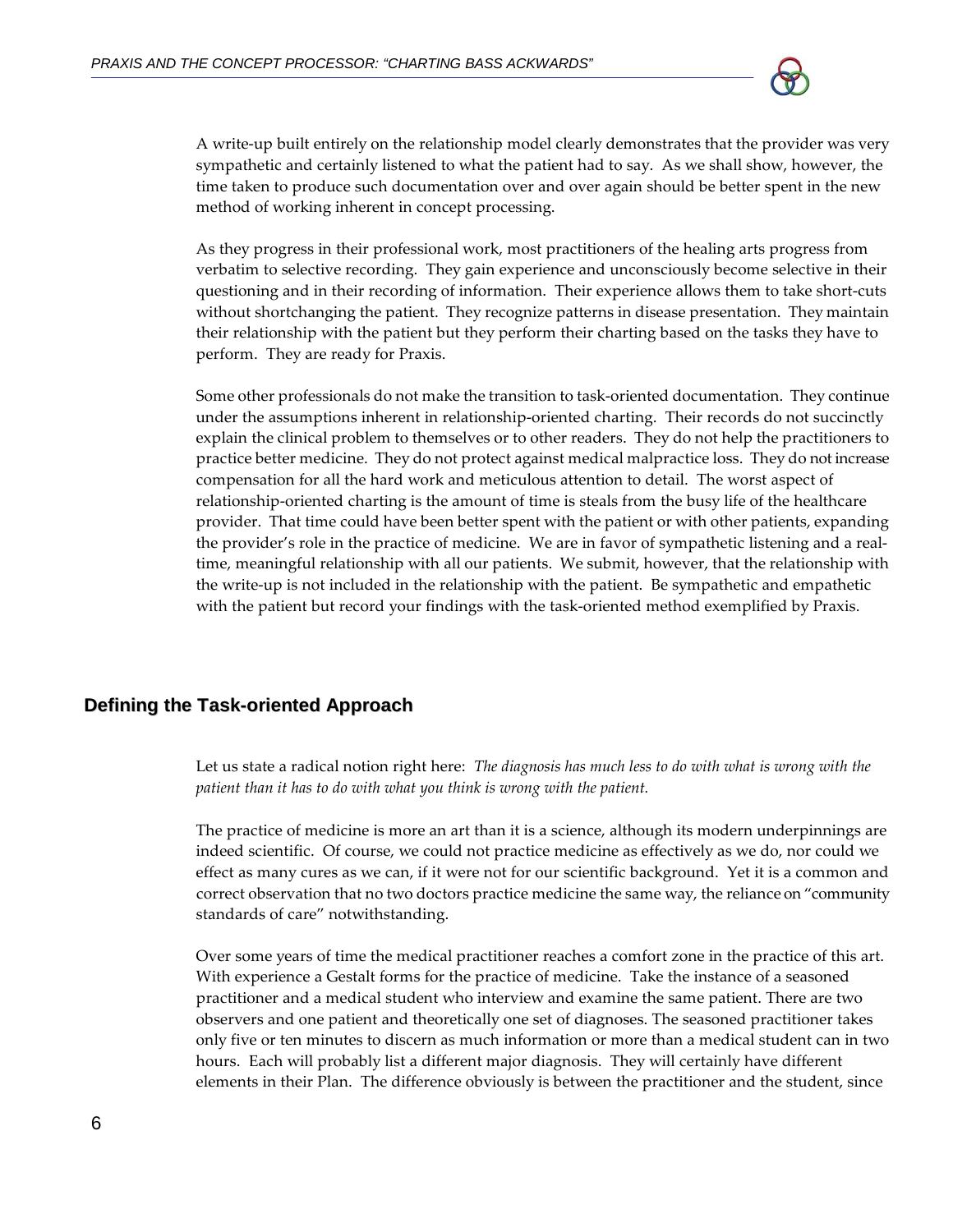A write-up built entirely on the relationship model clearly demonstrates that the provider was very sympathetic and certainly listened to what the patient had to say. As we shall show, however, the time taken to produce such documentation over and over again should be better spent in the new method of working inherent in concept processing.

As they progress in their professional work, most practitioners of the healing arts progress from verbatim to selective recording. They gain experience and unconsciously become selective in their questioning and in their recording of information. Their experience allows them to take short-cuts without shortchanging the patient. They recognize patterns in disease presentation. They maintain their relationship with the patient but they perform their charting based on the tasks they have to perform. They are ready for Praxis.

Some other professionals do not make the transition to task-oriented documentation. They continue under the assumptions inherent in relationship-oriented charting. Their records do not succinctly explain the clinical problem to themselves or to other readers. They do not help the practitioners to practice better medicine. They do not protect against medical malpractice loss. They do not increase compensation for all the hard work and meticulous attention to detail. The worst aspect of relationship-oriented charting is the amount of time is steals from the busy life of the healthcare provider. That time could have been better spent with the patient or with other patients, expanding the provider's role in the practice of medicine. We are in favor of sympathetic listening and a real-time, meaningful relationship with all our patients. We submit, however, that the relationship with the write-up is not included in the relationship with the patient. Be sympathetic and empathetic with the patient but record your findings with the task-oriented method exemplified by Praxis.

## Defining the Task-oriented Approach

Let us state a radical notion right here: *The diagnosis has much less to do with what is wrong with the patient than it has to do with what you think is wrong with the patient.*

The practice of medicine is more an art than it is a science, although its modern underpinnings are indeed scientific. Of course, we could not practice medicine as effectively as we do, nor could we effect as many cures as we can, if it were not for our scientific background. Yet it is a common and correct observation that no two doctors practice medicine the same way, the reliance on "community standards of care" notwithstanding.

Over some years of time the medical practitioner reaches a comfort zone in the practice of this art. With experience a Gestalt forms for the practice of medicine. Take the instance of a seasoned practitioner and a medical student who interview and examine the same patient. There are two observers and one patient and theoretically one set of diagnoses. The seasoned practitioner takes only five or ten minutes to discern as much information or more than a medical student can in two hours. Each will probably list a different major diagnosis. They will certainly have different elements in their Plan. The difference obviously is between the practitioner and the student, since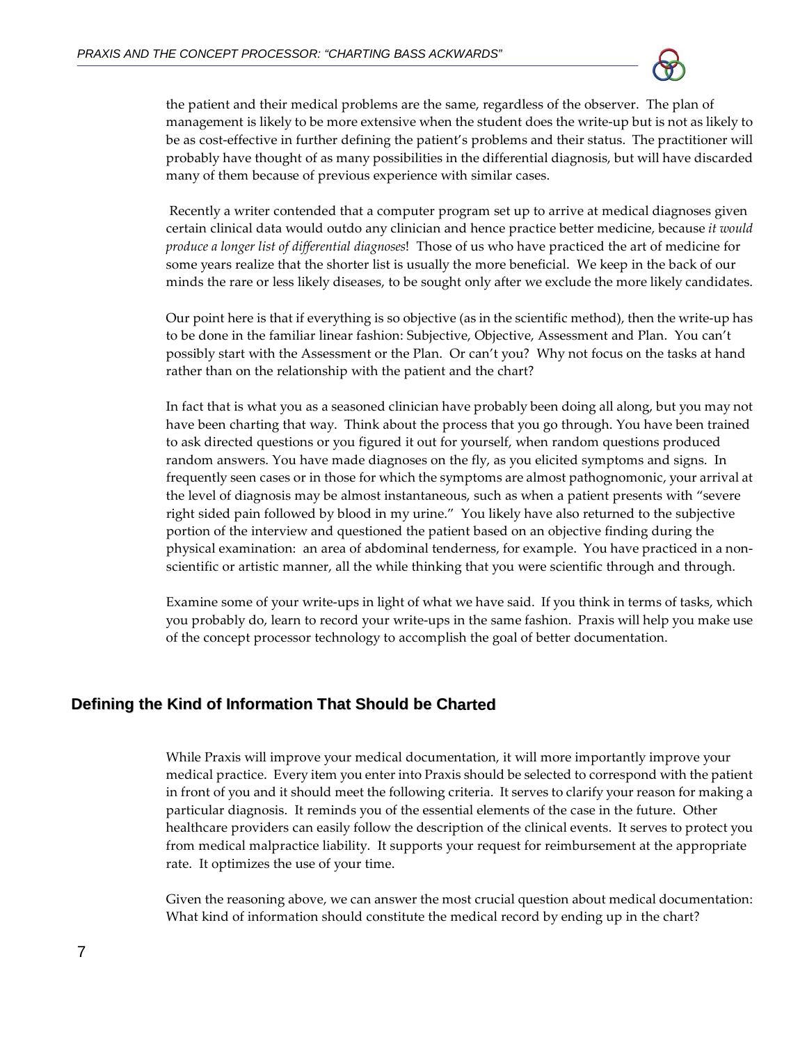the patient and their medical problems are the same, regardless of the observer. The plan of management is likely to be more extensive when the student does the write-up but is not as likely to be as cost-effective in further defining the patient's problems and their status. The practitioner will probably have thought of as many possibilities in the differential diagnosis, but will have discarded many of them because of previous experience with similar cases.

Recently a writer contended that a computer program set up to arrive at medical diagnoses given certain clinical data would outdo any clinician and hence practice better medicine, because *it would produce a longer list of differential diagnoses*! Those of us who have practiced the art of medicine for some years realize that the shorter list is usually the more beneficial. We keep in the back of our minds the rare or less likely diseases, to be sought only after we exclude the more likely candidates.

Our point here is that if everything is so objective (as in the scientific method), then the write-up has to be done in the familiar linear fashion: Subjective, Objective, Assessment and Plan. You can't possibly start with the Assessment or the Plan. Or can't you? Why not focus on the tasks at hand rather than on the relationship with the patient and the chart?

In fact that is what you as a seasoned clinician have probably been doing all along, but you may not have been charting that way. Think about the process that you go through. You have been trained to ask directed questions or you figured it out for yourself, when random questions produced random answers. You have made diagnoses on the fly, as you elicited symptoms and signs. In frequently seen cases or in those for which the symptoms are almost pathognomonic, your arrival at the level of diagnosis may be almost instantaneous, such as when a patient presents with "severe right sided pain followed by blood in my urine." You likely have also returned to the subjective portion of the interview and questioned the patient based on an objective finding during the physical examination: an area of abdominal tenderness, for example. You have practiced in a non-scientific or artistic manner, all the while thinking that you were scientific through and through.

Examine some of your write-ups in light of what we have said. If you think in terms of tasks, which you probably do, learn to record your write-ups in the same fashion. Praxis will help you make use of the concept processor technology to accomplish the goal of better documentation.

## Defining the Kind of Information That Should be Charted

While Praxis will improve your medical documentation, it will more importantly improve your medical practice. Every item you enter into Praxis should be selected to correspond with the patient in front of you and it should meet the following criteria. It serves to clarify your reason for making a particular diagnosis. It reminds you of the essential elements of the case in the future. Other healthcare providers can easily follow the description of the clinical events. It serves to protect you from medical malpractice liability. It supports your request for reimbursement at the appropriate rate. It optimizes the use of your time.

Given the reasoning above, we can answer the most crucial question about medical documentation: What kind of information should constitute the medical record by ending up in the chart?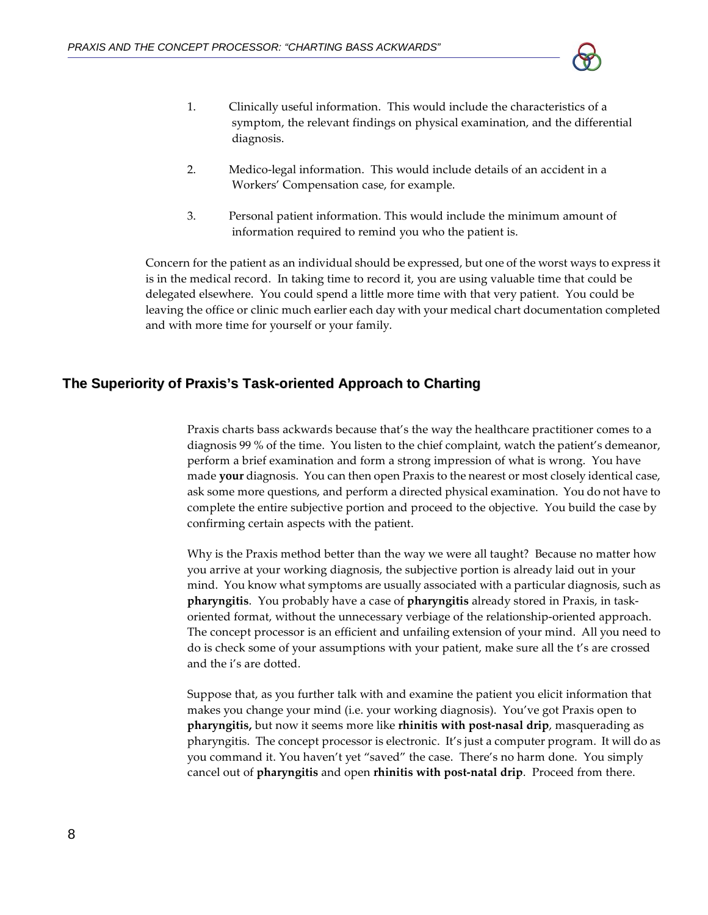1. Clinically useful information. This would include the characteristics of a symptom, the relevant findings on physical examination, and the differential diagnosis.

2. Medico-legal information. This would include details of an accident in a Workers' Compensation case, for example.

3. Personal patient information. This would include the minimum amount of information required to remind you who the patient is.

Concern for the patient as an individual should be expressed, but one of the worst ways to express it is in the medical record. In taking time to record it, you are using valuable time that could be delegated elsewhere. You could spend a little more time with that very patient. You could be leaving the office or clinic much earlier each day with your medical chart documentation completed and with more time for yourself or your family.

## The Superiority of Praxis's Task-oriented Approach to Charting

Praxis charts bass ackwards because that's the way the healthcare practitioner comes to a diagnosis 99 % of the time. You listen to the chief complaint, watch the patient's demeanor, perform a brief examination and form a strong impression of what is wrong. You have made **your** diagnosis. You can then open Praxis to the nearest or most closely identical case, ask some more questions, and perform a directed physical examination. You do not have to complete the entire subjective portion and proceed to the objective. You build the case by confirming certain aspects with the patient.

Why is the Praxis method better than the way we were all taught? Because no matter how you arrive at your working diagnosis, the subjective portion is already laid out in your mind. You know what symptoms are usually associated with a particular diagnosis, such as **pharyngitis**. You probably have a case of **pharyngitis** already stored in Praxis, in task-oriented format, without the unnecessary verbiage of the relationship-oriented approach. The concept processor is an efficient and unfailing extension of your mind. All you need to do is check some of your assumptions with your patient, make sure all the t's are crossed and the i's are dotted.

Suppose that, as you further talk with and examine the patient you elicit information that makes you change your mind (i.e. your working diagnosis). You've got Praxis open to **pharyngitis,** but now it seems more like **rhinitis with post-nasal drip**, masquerading as pharyngitis. The concept processor is electronic. It's just a computer program. It will do as you command it. You haven't yet "saved" the case. There's no harm done. You simply cancel out of **pharyngitis** and open **rhinitis with post-natal drip**. Proceed from there.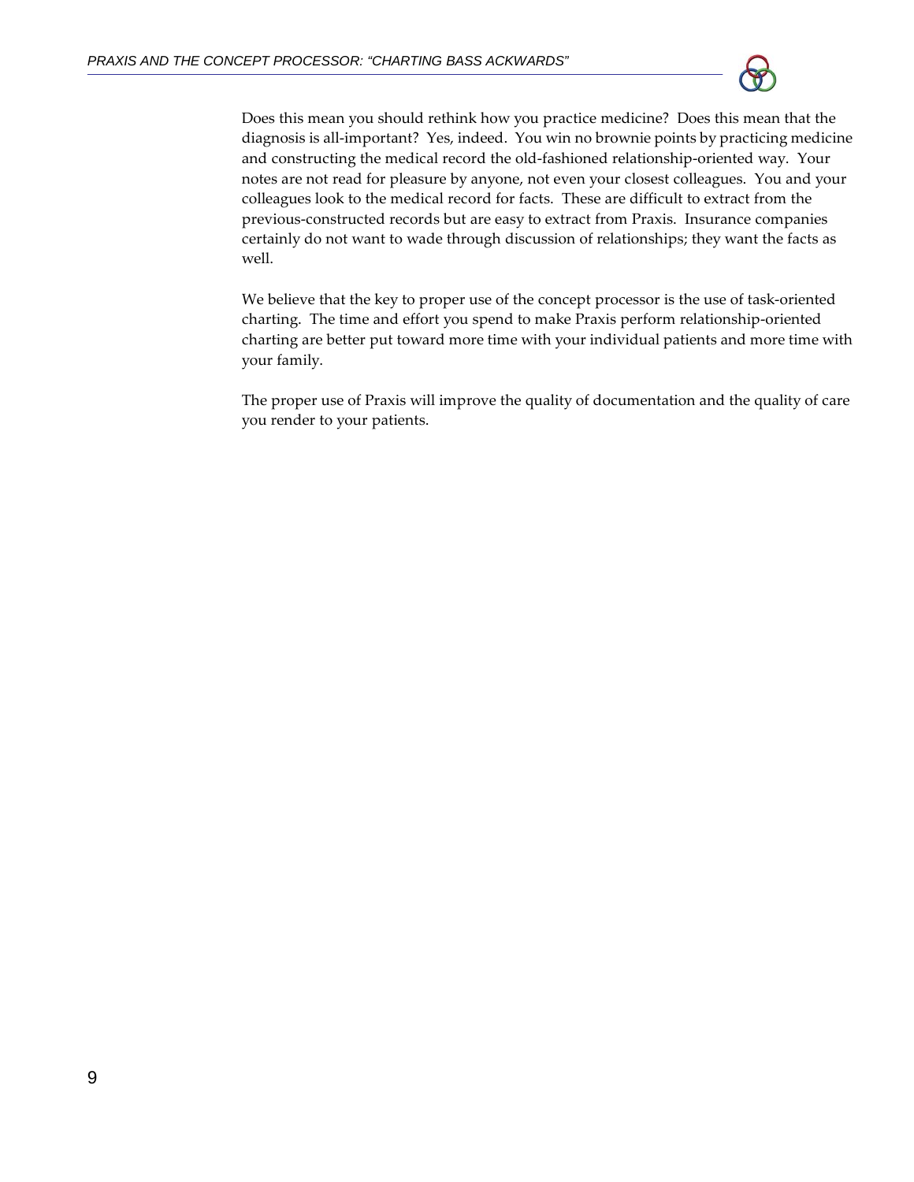Does this mean you should rethink how you practice medicine? Does this mean that the diagnosis is all-important? Yes, indeed. You win no brownie points by practicing medicine and constructing the medical record the old-fashioned relationship-oriented way. Your notes are not read for pleasure by anyone, not even your closest colleagues. You and your colleagues look to the medical record for facts. These are difficult to extract from the previous-constructed records but are easy to extract from Praxis. Insurance companies certainly do not want to wade through discussion of relationships; they want the facts as well.

We believe that the key to proper use of the concept processor is the use of task-oriented charting. The time and effort you spend to make Praxis perform relationship-oriented charting are better put toward more time with your individual patients and more time with your family.

The proper use of Praxis will improve the quality of documentation and the quality of care you render to your patients.